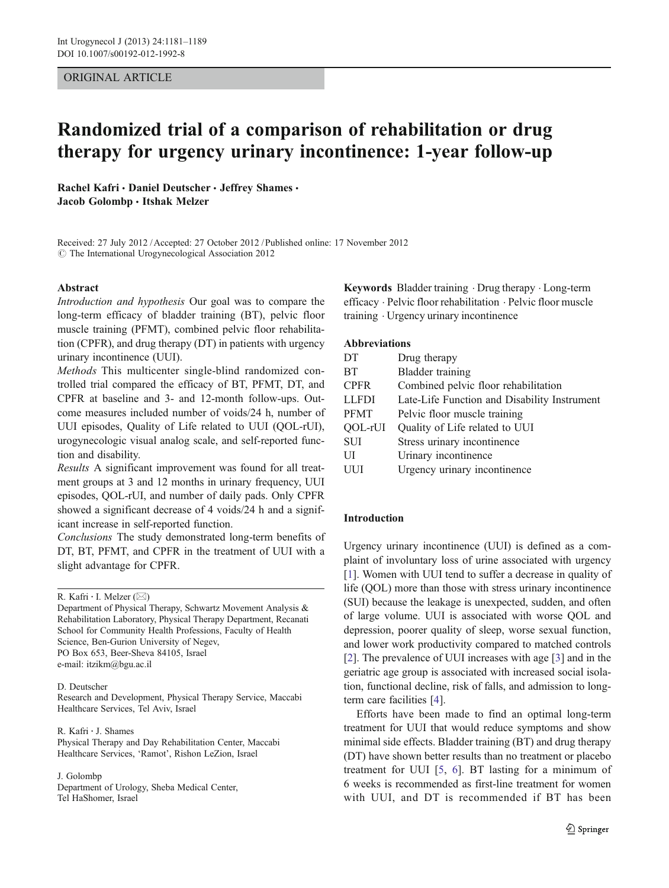ORIGINAL ARTICLE

# Randomized trial of a comparison of rehabilitation or drug therapy for urgency urinary incontinence: 1-year follow-up

**Rachel Kafri · Daniel Deutscher · Jeffrey Shames · Jacob Golombp · Itshak Melzer**

Received: 27 July 2012 / Accepted: 27 October 2012 / Published online: 17 November 2012
© The International Urogynecological Association 2012

## Abstract

*Introduction and hypothesis* Our goal was to compare the long-term efficacy of bladder training (BT), pelvic floor muscle training (PFMT), combined pelvic floor rehabilitation (CPFR), and drug therapy (DT) in patients with urgency urinary incontinence (UUI).

*Methods* This multicenter single-blind randomized controlled trial compared the efficacy of BT, PFMT, DT, and CPFR at baseline and 3- and 12-month follow-ups. Outcome measures included number of voids/24 h, number of UUI episodes, Quality of Life related to UUI (QOL-rUI), urogynecologic visual analog scale, and self-reported function and disability.

*Results* A significant improvement was found for all treatment groups at 3 and 12 months in urinary frequency, UUI episodes, QOL-rUI, and number of daily pads. Only CPFR showed a significant decrease of 4 voids/24 h and a significant increase in self-reported function.

*Conclusions* The study demonstrated long-term benefits of DT, BT, PFMT, and CPFR in the treatment of UUI with a slight advantage for CPFR.

**Keywords** Bladder training · Drug therapy · Long-term efficacy · Pelvic floor rehabilitation · Pelvic floor muscle training · Urgency urinary incontinence

**Abbreviations**

| | |
|---|---|
| DT | Drug therapy |
| BT | Bladder training |
| CPFR | Combined pelvic floor rehabilitation |
| LLFDI | Late-Life Function and Disability Instrument |
| PFMT | Pelvic floor muscle training |
| QOL-rUI | Quality of Life related to UUI |
| SUI | Stress urinary incontinence |
| UI | Urinary incontinence |
| UUI | Urgency urinary incontinence |

R. Kafri · I. Melzer (✉)
Department of Physical Therapy, Schwartz Movement Analysis & Rehabilitation Laboratory, Physical Therapy Department, Recanati School for Community Health Professions, Faculty of Health Science, Ben-Gurion University of Negev, PO Box 653, Beer-Sheva 84105, Israel
e-mail: itzikm@bgu.ac.il

D. Deutscher
Research and Development, Physical Therapy Service, Maccabi Healthcare Services, Tel Aviv, Israel

R. Kafri · J. Shames
Physical Therapy and Day Rehabilitation Center, Maccabi Healthcare Services, 'Ramot', Rishon LeZion, Israel

J. Golombp
Department of Urology, Sheba Medical Center, Tel HaShomer, Israel

## Introduction

Urgency urinary incontinence (UUI) is defined as a complaint of involuntary loss of urine associated with urgency [1]. Women with UUI tend to suffer a decrease in quality of life (QOL) more than those with stress urinary incontinence (SUI) because the leakage is unexpected, sudden, and often of large volume. UUI is associated with worse QOL and depression, poorer quality of sleep, worse sexual function, and lower work productivity compared to matched controls [2]. The prevalence of UUI increases with age [3] and in the geriatric age group is associated with increased social isolation, functional decline, risk of falls, and admission to long-term care facilities [4].

Efforts have been made to find an optimal long-term treatment for UUI that would reduce symptoms and show minimal side effects. Bladder training (BT) and drug therapy (DT) have shown better results than no treatment or placebo treatment for UUI [5, 6]. BT lasting for a minimum of 6 weeks is recommended as first-line treatment for women with UUI, and DT is recommended if BT has been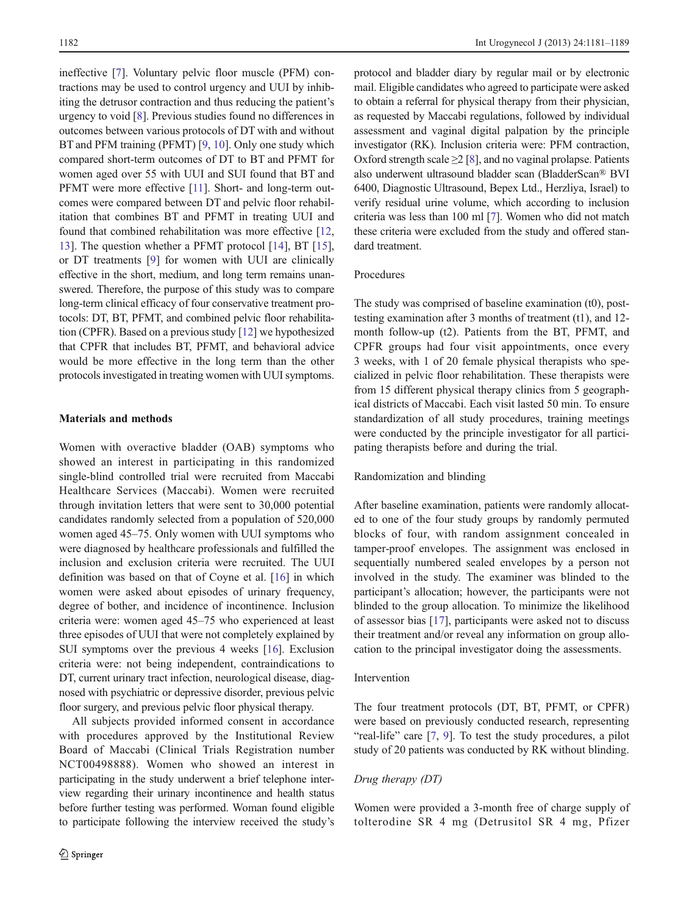ineffective [7]. Voluntary pelvic floor muscle (PFM) contractions may be used to control urgency and UUI by inhibiting the detrusor contraction and thus reducing the patient's urgency to void [8]. Previous studies found no differences in outcomes between various protocols of DT with and without BT and PFM training (PFMT) [9, 10]. Only one study which compared short-term outcomes of DT to BT and PFMT for women aged over 55 with UUI and SUI found that BT and PFMT were more effective [11]. Short- and long-term outcomes were compared between DT and pelvic floor rehabilitation that combines BT and PFMT in treating UUI and found that combined rehabilitation was more effective [12, 13]. The question whether a PFMT protocol [14], BT [15], or DT treatments [9] for women with UUI are clinically effective in the short, medium, and long term remains unanswered. Therefore, the purpose of this study was to compare long-term clinical efficacy of four conservative treatment protocols: DT, BT, PFMT, and combined pelvic floor rehabilitation (CPFR). Based on a previous study [12] we hypothesized that CPFR that includes BT, PFMT, and behavioral advice would be more effective in the long term than the other protocols investigated in treating women with UUI symptoms.

## Materials and methods

Women with overactive bladder (OAB) symptoms who showed an interest in participating in this randomized single-blind controlled trial were recruited from Maccabi Healthcare Services (Maccabi). Women were recruited through invitation letters that were sent to 30,000 potential candidates randomly selected from a population of 520,000 women aged 45–75. Only women with UUI symptoms who were diagnosed by healthcare professionals and fulfilled the inclusion and exclusion criteria were recruited. The UUI definition was based on that of Coyne et al. [16] in which women were asked about episodes of urinary frequency, degree of bother, and incidence of incontinence. Inclusion criteria were: women aged 45–75 who experienced at least three episodes of UUI that were not completely explained by SUI symptoms over the previous 4 weeks [16]. Exclusion criteria were: not being independent, contraindications to DT, current urinary tract infection, neurological disease, diagnosed with psychiatric or depressive disorder, previous pelvic floor surgery, and previous pelvic floor physical therapy.

All subjects provided informed consent in accordance with procedures approved by the Institutional Review Board of Maccabi (Clinical Trials Registration number NCT00498888). Women who showed an interest in participating in the study underwent a brief telephone interview regarding their urinary incontinence and health status before further testing was performed. Woman found eligible to participate following the interview received the study's protocol and bladder diary by regular mail or by electronic mail. Eligible candidates who agreed to participate were asked to obtain a referral for physical therapy from their physician, as requested by Maccabi regulations, followed by individual assessment and vaginal digital palpation by the principle investigator (RK). Inclusion criteria were: PFM contraction, Oxford strength scale $\geq$2 [8], and no vaginal prolapse. Patients also underwent ultrasound bladder scan (BladderScan® BVI 6400, Diagnostic Ultrasound, Bepex Ltd., Herzliya, Israel) to verify residual urine volume, which according to inclusion criteria was less than 100 ml [7]. Women who did not match these criteria were excluded from the study and offered standard treatment.

### Procedures

The study was comprised of baseline examination (t0), post-testing examination after 3 months of treatment (t1), and 12-month follow-up (t2). Patients from the BT, PFMT, and CPFR groups had four visit appointments, once every 3 weeks, with 1 of 20 female physical therapists who specialized in pelvic floor rehabilitation. These therapists were from 15 different physical therapy clinics from 5 geographical districts of Maccabi. Each visit lasted 50 min. To ensure standardization of all study procedures, training meetings were conducted by the principle investigator for all participating therapists before and during the trial.

### Randomization and blinding

After baseline examination, patients were randomly allocated to one of the four study groups by randomly permuted blocks of four, with random assignment concealed in tamper-proof envelopes. The assignment was enclosed in sequentially numbered sealed envelopes by a person not involved in the study. The examiner was blinded to the participant's allocation; however, the participants were not blinded to the group allocation. To minimize the likelihood of assessor bias [17], participants were asked not to discuss their treatment and/or reveal any information on group allocation to the principal investigator doing the assessments.

### Intervention

The four treatment protocols (DT, BT, PFMT, or CPFR) were based on previously conducted research, representing "real-life" care [7, 9]. To test the study procedures, a pilot study of 20 patients was conducted by RK without blinding.

#### *Drug therapy (DT)*

Women were provided a 3-month free of charge supply of tolterodine SR 4 mg (Detrusitol SR 4 mg, Pfizer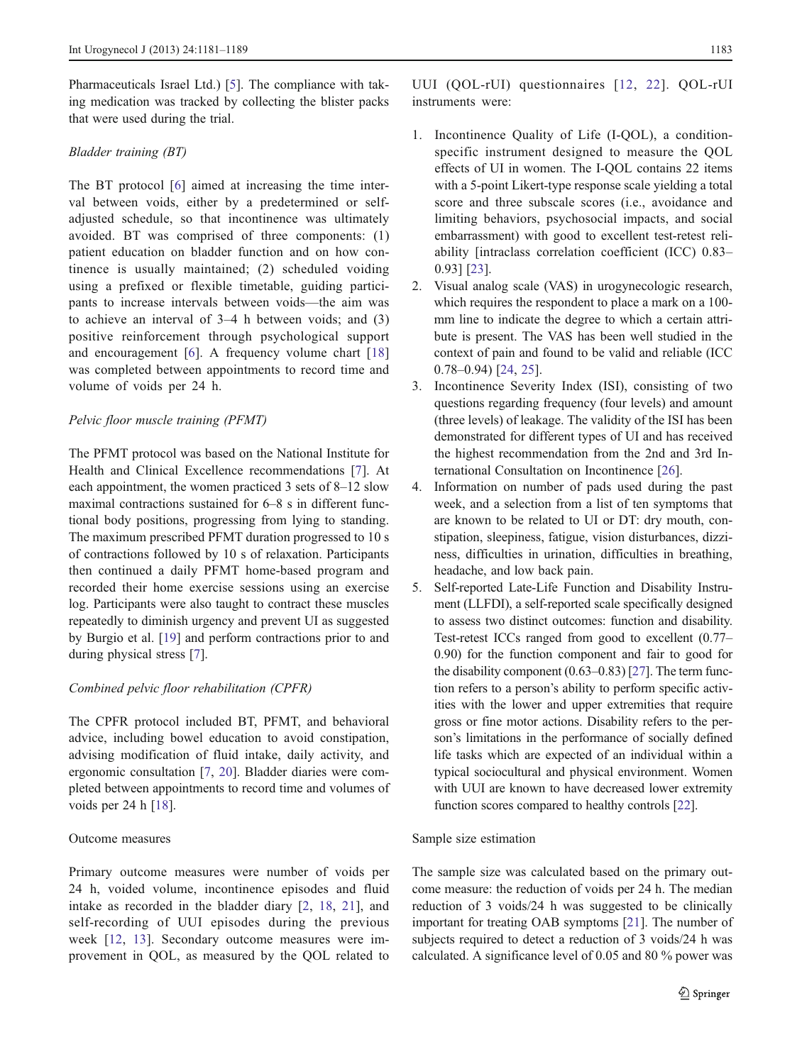Pharmaceuticals Israel Ltd.) [5]. The compliance with taking medication was tracked by collecting the blister packs that were used during the trial.

*Bladder training (BT)*

The BT protocol [6] aimed at increasing the time interval between voids, either by a predetermined or self-adjusted schedule, so that incontinence was ultimately avoided. BT was comprised of three components: (1) patient education on bladder function and on how continence is usually maintained; (2) scheduled voiding using a prefixed or flexible timetable, guiding participants to increase intervals between voids—the aim was to achieve an interval of 3–4 h between voids; and (3) positive reinforcement through psychological support and encouragement [6]. A frequency volume chart [18] was completed between appointments to record time and volume of voids per 24 h.

*Pelvic floor muscle training (PFMT)*

The PFMT protocol was based on the National Institute for Health and Clinical Excellence recommendations [7]. At each appointment, the women practiced 3 sets of 8–12 slow maximal contractions sustained for 6–8 s in different functional body positions, progressing from lying to standing. The maximum prescribed PFMT duration progressed to 10 s of contractions followed by 10 s of relaxation. Participants then continued a daily PFMT home-based program and recorded their home exercise sessions using an exercise log. Participants were also taught to contract these muscles repeatedly to diminish urgency and prevent UI as suggested by Burgio et al. [19] and perform contractions prior to and during physical stress [7].

*Combined pelvic floor rehabilitation (CPFR)*

The CPFR protocol included BT, PFMT, and behavioral advice, including bowel education to avoid constipation, advising modification of fluid intake, daily activity, and ergonomic consultation [7, 20]. Bladder diaries were completed between appointments to record time and volumes of voids per 24 h [18].

## Outcome measures

Primary outcome measures were number of voids per 24 h, voided volume, incontinence episodes and fluid intake as recorded in the bladder diary [2, 18, 21], and self-recording of UUI episodes during the previous week [12, 13]. Secondary outcome measures were improvement in QOL, as measured by the QOL related to UUI (QOL-rUI) questionnaires [12, 22]. QOL-rUI instruments were:

1. Incontinence Quality of Life (I-QOL), a condition-specific instrument designed to measure the QOL effects of UI in women. The I-QOL contains 22 items with a 5-point Likert-type response scale yielding a total score and three subscale scores (i.e., avoidance and limiting behaviors, psychosocial impacts, and social embarrassment) with good to excellent test-retest reliability [intraclass correlation coefficient (ICC) 0.83–0.93] [23].
2. Visual analog scale (VAS) in urogynecologic research, which requires the respondent to place a mark on a 100-mm line to indicate the degree to which a certain attribute is present. The VAS has been well studied in the context of pain and found to be valid and reliable (ICC 0.78–0.94) [24, 25].
3. Incontinence Severity Index (ISI), consisting of two questions regarding frequency (four levels) and amount (three levels) of leakage. The validity of the ISI has been demonstrated for different types of UI and has received the highest recommendation from the 2nd and 3rd International Consultation on Incontinence [26].
4. Information on number of pads used during the past week, and a selection from a list of ten symptoms that are known to be related to UI or DT: dry mouth, constipation, sleepiness, fatigue, vision disturbances, dizziness, difficulties in urination, difficulties in breathing, headache, and low back pain.
5. Self-reported Late-Life Function and Disability Instrument (LLFDI), a self-reported scale specifically designed to assess two distinct outcomes: function and disability. Test-retest ICCs ranged from good to excellent (0.77–0.90) for the function component and fair to good for the disability component (0.63–0.83) [27]. The term function refers to a person's ability to perform specific activities with the lower and upper extremities that require gross or fine motor actions. Disability refers to the person's limitations in the performance of socially defined life tasks which are expected of an individual within a typical sociocultural and physical environment. Women with UUI are known to have decreased lower extremity function scores compared to healthy controls [22].

## Sample size estimation

The sample size was calculated based on the primary outcome measure: the reduction of voids per 24 h. The median reduction of 3 voids/24 h was suggested to be clinically important for treating OAB symptoms [21]. The number of subjects required to detect a reduction of 3 voids/24 h was calculated. A significance level of 0.05 and 80 % power was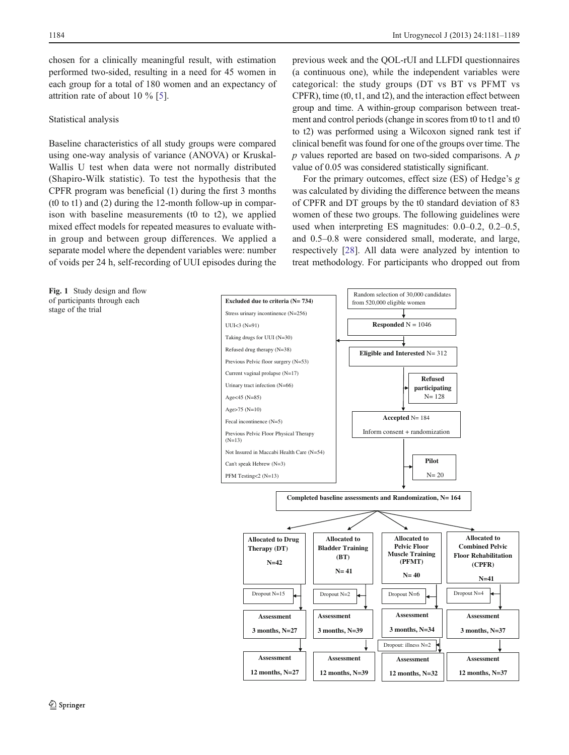chosen for a clinically meaningful result, with estimation performed two-sided, resulting in a need for 45 women in each group for a total of 180 women and an expectancy of attrition rate of about 10 % [5].

### Statistical analysis

Baseline characteristics of all study groups were compared using one-way analysis of variance (ANOVA) or Kruskal-Wallis U test when data were not normally distributed (Shapiro-Wilk statistic). To test the hypothesis that the CPFR program was beneficial (1) during the first 3 months (t0 to t1) and (2) during the 12-month follow-up in comparison with baseline measurements (t0 to t2), we applied mixed effect models for repeated measures to evaluate within group and between group differences. We applied a separate model where the dependent variables were: number of voids per 24 h, self-recording of UUI episodes during the previous week and the QOL-rUI and LLFDI questionnaires (a continuous one), while the independent variables were categorical: the study groups (DT vs BT vs PFMT vs CPFR), time (t0, t1, and t2), and the interaction effect between group and time. A within-group comparison between treatment and control periods (change in scores from t0 to t1 and t0 to t2) was performed using a Wilcoxon signed rank test if clinical benefit was found for one of the groups over time. The *p* values reported are based on two-sided comparisons. A *p* value of 0.05 was considered statistically significant.

For the primary outcomes, effect size (ES) of Hedge's *g* was calculated by dividing the difference between the means of CPFR and DT groups by the t0 standard deviation of 83 women of these two groups. The following guidelines were used when interpreting ES magnitudes: 0.0–0.2, 0.2–0.5, and 0.5–0.8 were considered small, moderate, and large, respectively [28]. All data were analyzed by intention to treat methodology. For participants who dropped out from

Random selection of 30,000 candidates from 520,000 eligible women

**Responded** N = 1046

**Excluded due to criteria (N= 734)**
- Stress urinary incontinence (N=256)
- UUI<3 (N=91)
- Taking drugs for UUI (N=30)
- Refused drug therapy (N=38)
- Previous Pelvic floor surgery (N=53)
- Current vaginal prolapse (N=17)
- Urinary tract infection (N=66)
- Age<45 (N=85)
- Age>75 (N=10)
- Fecal incontinence (N=5)
- Previous Pelvic Floor Physical Therapy (N=13)
- Not Insured in Maccabi Health Care (N=54)
- Can't speak Hebrew (N=3)
- PFM Testing<2 (N=13)

**Eligible and Interested** N= 312

**Refused participating** N= 128

**Accepted** N= 184
Inform consent + randomization

**Pilot** N= 20

**Completed baseline assessments and Randomization, N= 164**

| **Allocated to Drug Therapy (DT)** N=42 | **Allocated to Bladder Training (BT)** N= 41 | **Allocated to Pelvic Floor Muscle Training (PFMT)** N= 40 | **Allocated to Combined Pelvic Floor Rehabilitation (CPFR)** N=41 |
|---|---|---|---|
| Dropout N=15 | Dropout N=2 | Dropout N=6 | Dropout N=4 |
| **Assessment 3 months, N=27** | **Assessment 3 months, N=39** | **Assessment 3 months, N=34** | **Assessment 3 months, N=37** |
| | | Dropout: illness N=2 | |
| **Assessment 12 months, N=27** | **Assessment 12 months, N=39** | **Assessment 12 months, N=32** | **Assessment 12 months, N=37** |

**Fig. 1** Study design and flow of participants through each stage of the trial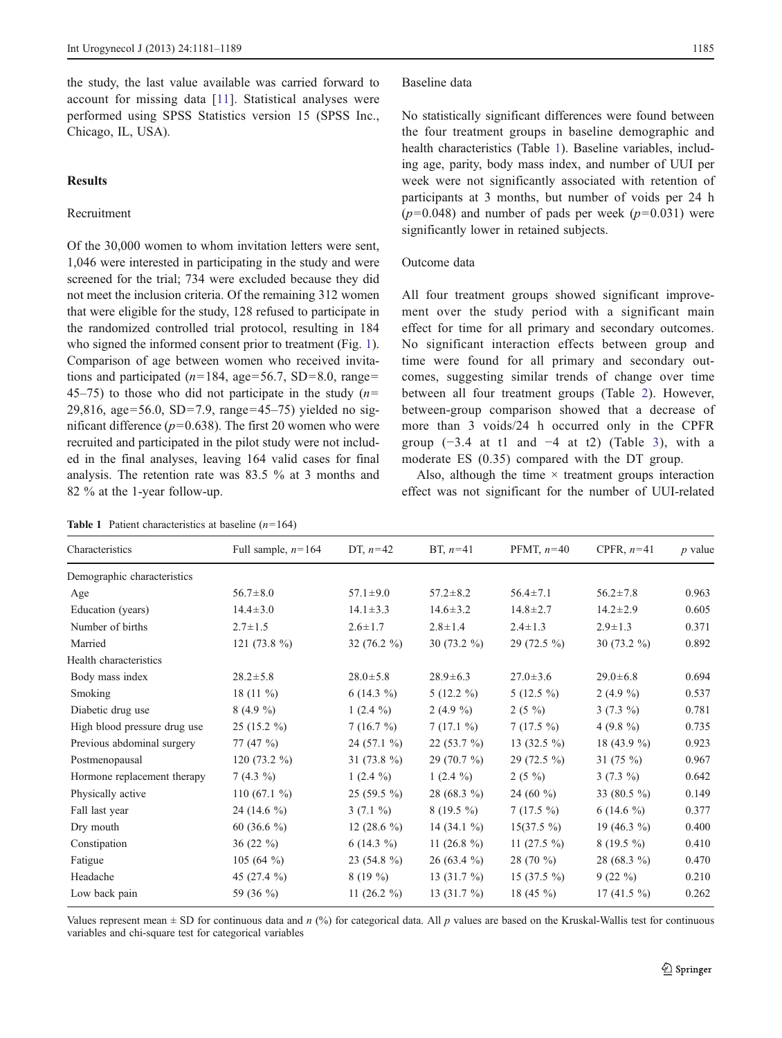the study, the last value available was carried forward to account for missing data [11]. Statistical analyses were performed using SPSS Statistics version 15 (SPSS Inc., Chicago, IL, USA).

## Results

### Recruitment

Of the 30,000 women to whom invitation letters were sent, 1,046 were interested in participating in the study and were screened for the trial; 734 were excluded because they did not meet the inclusion criteria. Of the remaining 312 women that were eligible for the study, 128 refused to participate in the randomized controlled trial protocol, resulting in 184 who signed the informed consent prior to treatment (Fig. 1). Comparison of age between women who received invitations and participated ($n$=184, age=56.7, SD=8.0, range=45–75) to those who did not participate in the study ($n$=29,816, age=56.0, SD=7.9, range=45–75) yielded no significant difference ($p$=0.638). The first 20 women who were recruited and participated in the pilot study were not included in the final analyses, leaving 164 valid cases for final analysis. The retention rate was 83.5 % at 3 months and 82 % at the 1-year follow-up.

### Baseline data

No statistically significant differences were found between the four treatment groups in baseline demographic and health characteristics (Table 1). Baseline variables, including age, parity, body mass index, and number of UUI per week were not significantly associated with retention of participants at 3 months, but number of voids per 24 h ($p$=0.048) and number of pads per week ($p$=0.031) were significantly lower in retained subjects.

### Outcome data

All four treatment groups showed significant improvement over the study period with a significant main effect for time for all primary and secondary outcomes. No significant interaction effects between group and time were found for all primary and secondary outcomes, suggesting similar trends of change over time between all four treatment groups (Table 2). However, between-group comparison showed that a decrease of more than 3 voids/24 h occurred only in the CPFR group (−3.4 at t1 and −4 at t2) (Table 3), with a moderate ES (0.35) compared with the DT group.

Also, although the time × treatment groups interaction effect was not significant for the number of UUI-related

**Table 1** Patient characteristics at baseline ($n$=164)

| Characteristics | Full sample, $n$=164 | DT, $n$=42 | BT, $n$=41 | PFMT, $n$=40 | CPFR, $n$=41 | $p$ value |
|---|---|---|---|---|---|---|
| Demographic characteristics | | | | | | |
| Age | 56.7±8.0 | 57.1±9.0 | 57.2±8.2 | 56.4±7.1 | 56.2±7.8 | 0.963 |
| Education (years) | 14.4±3.0 | 14.1±3.3 | 14.6±3.2 | 14.8±2.7 | 14.2±2.9 | 0.605 |
| Number of births | 2.7±1.5 | 2.6±1.7 | 2.8±1.4 | 2.4±1.3 | 2.9±1.3 | 0.371 |
| Married | 121 (73.8 %) | 32 (76.2 %) | 30 (73.2 %) | 29 (72.5 %) | 30 (73.2 %) | 0.892 |
| Health characteristics | | | | | | |
| Body mass index | 28.2±5.8 | 28.0±5.8 | 28.9±6.3 | 27.0±3.6 | 29.0±6.8 | 0.694 |
| Smoking | 18 (11 %) | 6 (14.3 %) | 5 (12.2 %) | 5 (12.5 %) | 2 (4.9 %) | 0.537 |
| Diabetic drug use | 8 (4.9 %) | 1 (2.4 %) | 2 (4.9 %) | 2 (5 %) | 3 (7.3 %) | 0.781 |
| High blood pressure drug use | 25 (15.2 %) | 7 (16.7 %) | 7 (17.1 %) | 7 (17.5 %) | 4 (9.8 %) | 0.735 |
| Previous abdominal surgery | 77 (47 %) | 24 (57.1 %) | 22 (53.7 %) | 13 (32.5 %) | 18 (43.9 %) | 0.923 |
| Postmenopausal | 120 (73.2 %) | 31 (73.8 %) | 29 (70.7 %) | 29 (72.5 %) | 31 (75 %) | 0.967 |
| Hormone replacement therapy | 7 (4.3 %) | 1 (2.4 %) | 1 (2.4 %) | 2 (5 %) | 3 (7.3 %) | 0.642 |
| Physically active | 110 (67.1 %) | 25 (59.5 %) | 28 (68.3 %) | 24 (60 %) | 33 (80.5 %) | 0.149 |
| Fall last year | 24 (14.6 %) | 3 (7.1 %) | 8 (19.5 %) | 7 (17.5 %) | 6 (14.6 %) | 0.377 |
| Dry mouth | 60 (36.6 %) | 12 (28.6 %) | 14 (34.1 %) | 15(37.5 %) | 19 (46.3 %) | 0.400 |
| Constipation | 36 (22 %) | 6 (14.3 %) | 11 (26.8 %) | 11 (27.5 %) | 8 (19.5 %) | 0.410 |
| Fatigue | 105 (64 %) | 23 (54.8 %) | 26 (63.4 %) | 28 (70 %) | 28 (68.3 %) | 0.470 |
| Headache | 45 (27.4 %) | 8 (19 %) | 13 (31.7 %) | 15 (37.5 %) | 9 (22 %) | 0.210 |
| Low back pain | 59 (36 %) | 11 (26.2 %) | 13 (31.7 %) | 18 (45 %) | 17 (41.5 %) | 0.262 |

Values represent mean ± SD for continuous data and $n$ (%) for categorical data. All $p$ values are based on the Kruskal-Wallis test for continuous variables and chi-square test for categorical variables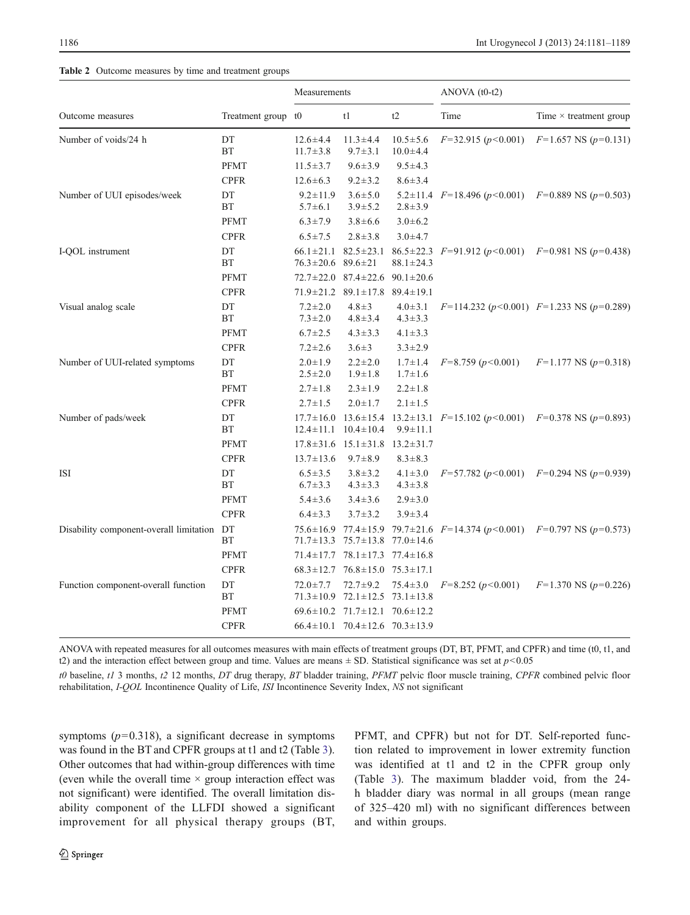**Table 2** Outcome measures by time and treatment groups

| Outcome measures | Treatment group | Measurements t0 | t1 | t2 | ANOVA (t0-t2) Time | Time × treatment group |
|---|---|---|---|---|---|---|
| Number of voids/24 h | DT | 12.6±4.4 | 11.3±4.4 | 10.5±5.6 | $F$=32.915 ($p$<0.001) | $F$=1.657 NS ($p$=0.131) |
| | BT | 11.7±3.8 | 9.7±3.1 | 10.0±4.4 | | |
| | PFMT | 11.5±3.7 | 9.6±3.9 | 9.5±4.3 | | |
| | CPFR | 12.6±6.3 | 9.2±3.2 | 8.6±3.4 | | |
| Number of UUI episodes/week | DT | 9.2±11.9 | 3.6±5.0 | 5.2±11.4 | $F$=18.496 ($p$<0.001) | $F$=0.889 NS ($p$=0.503) |
| | BT | 5.7±6.1 | 3.9±5.2 | 2.8±3.9 | | |
| | PFMT | 6.3±7.9 | 3.8±6.6 | 3.0±6.2 | | |
| | CPFR | 6.5±7.5 | 2.8±3.8 | 3.0±4.7 | | |
| I-QOL instrument | DT | 66.1±21.1 | 82.5±23.1 | 86.5±22.3 | $F$=91.912 ($p$<0.001) | $F$=0.981 NS ($p$=0.438) |
| | BT | 76.3±20.6 | 89.6±21 | 88.1±24.3 | | |
| | PFMT | 72.7±22.0 | 87.4±22.6 | 90.1±20.6 | | |
| | CPFR | 71.9±21.2 | 89.1±17.8 | 89.4±19.1 | | |
| Visual analog scale | DT | 7.2±2.0 | 4.8±3 | 4.0±3.1 | $F$=114.232 ($p$<0.001) | $F$=1.233 NS ($p$=0.289) |
| | BT | 7.3±2.0 | 4.8±3.4 | 4.3±3.3 | | |
| | PFMT | 6.7±2.5 | 4.3±3.3 | 4.1±3.3 | | |
| | CPFR | 7.2±2.6 | 3.6±3 | 3.3±2.9 | | |
| Number of UUI-related symptoms | DT | 2.0±1.9 | 2.2±2.0 | 1.7±1.4 | $F$=8.759 ($p$<0.001) | $F$=1.177 NS ($p$=0.318) |
| | BT | 2.5±2.0 | 1.9±1.8 | 1.7±1.6 | | |
| | PFMT | 2.7±1.8 | 2.3±1.9 | 2.2±1.8 | | |
| | CPFR | 2.7±1.5 | 2.0±1.7 | 2.1±1.5 | | |
| Number of pads/week | DT | 17.7±16.0 | 13.6±15.4 | 13.2±13.1 | $F$=15.102 ($p$<0.001) | $F$=0.378 NS ($p$=0.893) |
| | BT | 12.4±11.1 | 10.4±10.4 | 9.9±11.1 | | |
| | PFMT | 17.8±31.6 | 15.1±31.8 | 13.2±31.7 | | |
| | CPFR | 13.7±13.6 | 9.7±8.9 | 8.3±8.3 | | |
| ISI | DT | 6.5±3.5 | 3.8±3.2 | 4.1±3.0 | $F$=57.782 ($p$<0.001) | $F$=0.294 NS ($p$=0.939) |
| | BT | 6.7±3.3 | 4.3±3.3 | 4.3±3.8 | | |
| | PFMT | 5.4±3.6 | 3.4±3.6 | 2.9±3.0 | | |
| | CPFR | 6.4±3.3 | 3.7±3.2 | 3.9±3.4 | | |
| Disability component-overall limitation | DT | 75.6±16.9 | 77.4±15.9 | 79.7±21.6 | $F$=14.374 ($p$<0.001) | $F$=0.797 NS ($p$=0.573) |
| | BT | 71.7±13.3 | 75.7±13.8 | 77.0±14.6 | | |
| | PFMT | 71.4±17.7 | 78.1±17.3 | 77.4±16.8 | | |
| | CPFR | 68.3±12.7 | 76.8±15.0 | 75.3±17.1 | | |
| Function component-overall function | DT | 72.0±7.7 | 72.7±9.2 | 75.4±3.0 | $F$=8.252 ($p$<0.001) | $F$=1.370 NS ($p$=0.226) |
| | BT | 71.3±10.9 | 72.1±12.5 | 73.1±13.8 | | |
| | PFMT | 69.6±10.2 | 71.7±12.1 | 70.6±12.2 | | |
| | CPFR | 66.4±10.1 | 70.4±12.6 | 70.3±13.9 | | |

ANOVA with repeated measures for all outcomes measures with main effects of treatment groups (DT, BT, PFMT, and CPFR) and time (t0, t1, and t2) and the interaction effect between group and time. Values are means ± SD. Statistical significance was set at $p<0.05$

*t0* baseline, *t1* 3 months, *t2* 12 months, *DT* drug therapy, *BT* bladder training, *PFMT* pelvic floor muscle training, *CPFR* combined pelvic floor rehabilitation, *I-QOL* Incontinence Quality of Life, *ISI* Incontinence Severity Index, *NS* not significant

symptoms ($p$=0.318), a significant decrease in symptoms was found in the BT and CPFR groups at t1 and t2 (Table 3). Other outcomes that had within-group differences with time (even while the overall time × group interaction effect was not significant) were identified. The overall limitation disability component of the LLFDI showed a significant improvement for all physical therapy groups (BT, PFMT, and CPFR) but not for DT. Self-reported function related to improvement in lower extremity function was identified at t1 and t2 in the CPFR group only (Table 3). The maximum bladder void, from the 24-h bladder diary was normal in all groups (mean range of 325–420 ml) with no significant differences between and within groups.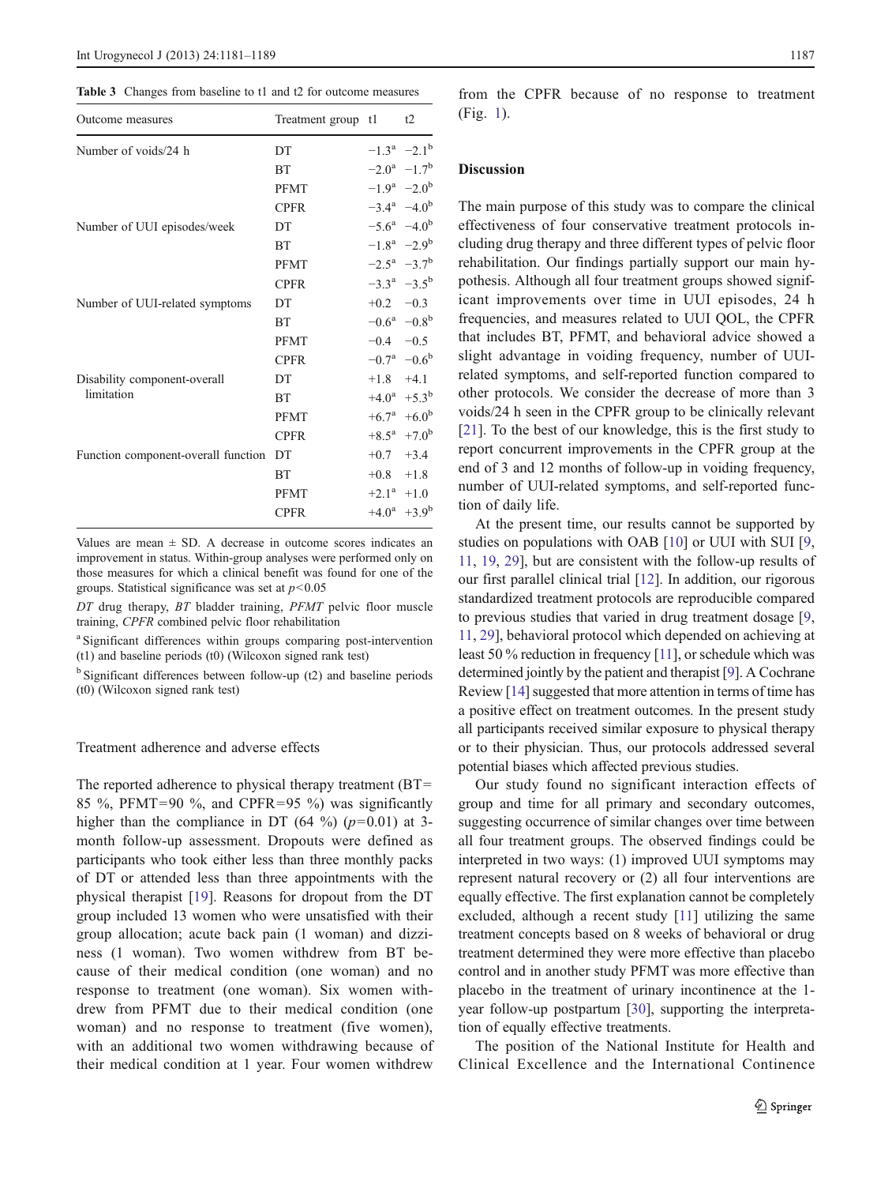**Table 3** Changes from baseline to t1 and t2 for outcome measures

| Outcome measures | Treatment group | t1 | t2 |
|---|---|---|---|
| Number of voids/24 h | DT | −1.3[a] | −2.1[b] |
| | BT | −2.0[a] | −1.7[b] |
| | PFMT | −1.9[a] | −2.0[b] |
| | CPFR | −3.4[a] | −4.0[b] |
| Number of UUI episodes/week | DT | −5.6[a] | −4.0[b] |
| | BT | −1.8[a] | −2.9[b] |
| | PFMT | −2.5[a] | −3.7[b] |
| | CPFR | −3.3[a] | −3.5[b] |
| Number of UUI-related symptoms | DT | +0.2 | −0.3 |
| | BT | −0.6[a] | −0.8[b] |
| | PFMT | −0.4 | −0.5 |
| | CPFR | −0.7[a] | −0.6[b] |
| Disability component-overall limitation | DT | +1.8 | +4.1 |
| | BT | +4.0[a] | +5.3[b] |
| | PFMT | +6.7[a] | +6.0[b] |
| | CPFR | +8.5[a] | +7.0[b] |
| Function component-overall function | DT | +0.7 | +3.4 |
| | BT | +0.8 | +1.8 |
| | PFMT | +2.1[a] | +1.0 |
| | CPFR | +4.0[a] | +3.9[b] |

Values are mean ± SD. A decrease in outcome scores indicates an improvement in status. Within-group analyses were performed only on those measures for which a clinical benefit was found for one of the groups. Statistical significance was set at $p<0.05$

*DT* drug therapy, *BT* bladder training, *PFMT* pelvic floor muscle training, *CPFR* combined pelvic floor rehabilitation

[a] Significant differences within groups comparing post-intervention (t1) and baseline periods (t0) (Wilcoxon signed rank test)

[b] Significant differences between follow-up (t2) and baseline periods (t0) (Wilcoxon signed rank test)

### Treatment adherence and adverse effects

The reported adherence to physical therapy treatment (BT= 85 %, PFMT=90 %, and CPFR=95 %) was significantly higher than the compliance in DT (64 %) ($p=0.01$) at 3-month follow-up assessment. Dropouts were defined as participants who took either less than three monthly packs of DT or attended less than three appointments with the physical therapist [19]. Reasons for dropout from the DT group included 13 women who were unsatisfied with their group allocation; acute back pain (1 woman) and dizziness (1 woman). Two women withdrew from BT because of their medical condition (one woman) and no response to treatment (one woman). Six women withdrew from PFMT due to their medical condition (one woman) and no response to treatment (five women), with an additional two women withdrawing because of their medical condition at 1 year. Four women withdrew from the CPFR because of no response to treatment (Fig. 1).

## Discussion

The main purpose of this study was to compare the clinical effectiveness of four conservative treatment protocols including drug therapy and three different types of pelvic floor rehabilitation. Our findings partially support our main hypothesis. Although all four treatment groups showed significant improvements over time in UUI episodes, 24 h frequencies, and measures related to UUI QOL, the CPFR that includes BT, PFMT, and behavioral advice showed a slight advantage in voiding frequency, number of UUI-related symptoms, and self-reported function compared to other protocols. We consider the decrease of more than 3 voids/24 h seen in the CPFR group to be clinically relevant [21]. To the best of our knowledge, this is the first study to report concurrent improvements in the CPFR group at the end of 3 and 12 months of follow-up in voiding frequency, number of UUI-related symptoms, and self-reported function of daily life.

At the present time, our results cannot be supported by studies on populations with OAB [10] or UUI with SUI [9, 11, 19, 29], but are consistent with the follow-up results of our first parallel clinical trial [12]. In addition, our rigorous standardized treatment protocols are reproducible compared to previous studies that varied in drug treatment dosage [9, 11, 29], behavioral protocol which depended on achieving at least 50 % reduction in frequency [11], or schedule which was determined jointly by the patient and therapist [9]. A Cochrane Review [14] suggested that more attention in terms of time has a positive effect on treatment outcomes. In the present study all participants received similar exposure to physical therapy or to their physician. Thus, our protocols addressed several potential biases which affected previous studies.

Our study found no significant interaction effects of group and time for all primary and secondary outcomes, suggesting occurrence of similar changes over time between all four treatment groups. The observed findings could be interpreted in two ways: (1) improved UUI symptoms may represent natural recovery or (2) all four interventions are equally effective. The first explanation cannot be completely excluded, although a recent study [11] utilizing the same treatment concepts based on 8 weeks of behavioral or drug treatment determined they were more effective than placebo control and in another study PFMT was more effective than placebo in the treatment of urinary incontinence at the 1-year follow-up postpartum [30], supporting the interpretation of equally effective treatments.

The position of the National Institute for Health and Clinical Excellence and the International Continence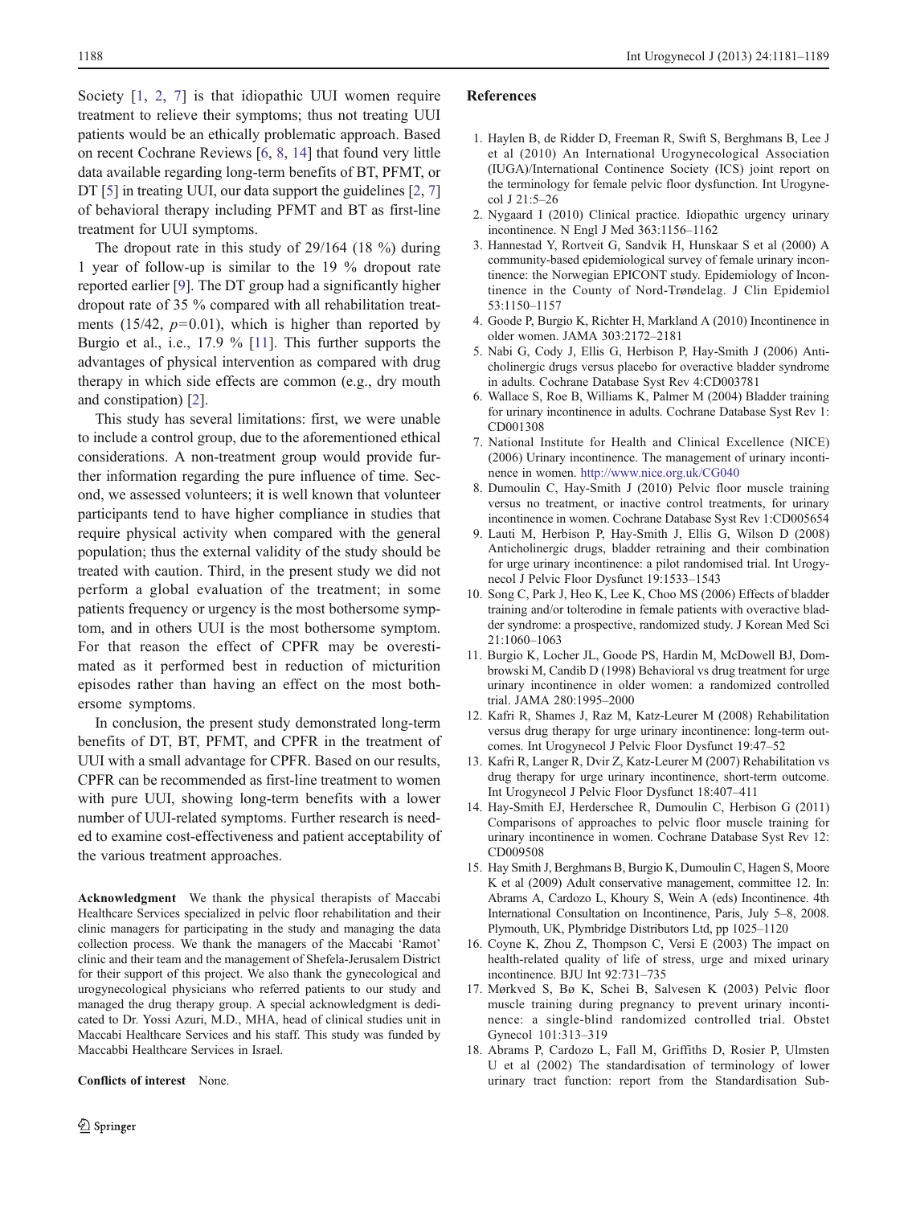Society [1, 2, 7] is that idiopathic UUI women require treatment to relieve their symptoms; thus not treating UUI patients would be an ethically problematic approach. Based on recent Cochrane Reviews [6, 8, 14] that found very little data available regarding long-term benefits of BT, PFMT, or DT [5] in treating UUI, our data support the guidelines [2, 7] of behavioral therapy including PFMT and BT as first-line treatment for UUI symptoms.

The dropout rate in this study of 29/164 (18 %) during 1 year of follow-up is similar to the 19 % dropout rate reported earlier [9]. The DT group had a significantly higher dropout rate of 35 % compared with all rehabilitation treatments (15/42, $p$=0.01), which is higher than reported by Burgio et al., i.e., 17.9 % [11]. This further supports the advantages of physical intervention as compared with drug therapy in which side effects are common (e.g., dry mouth and constipation) [2].

This study has several limitations: first, we were unable to include a control group, due to the aforementioned ethical considerations. A non-treatment group would provide further information regarding the pure influence of time. Second, we assessed volunteers; it is well known that volunteer participants tend to have higher compliance in studies that require physical activity when compared with the general population; thus the external validity of the study should be treated with caution. Third, in the present study we did not perform a global evaluation of the treatment; in some patients frequency or urgency is the most bothersome symptom, and in others UUI is the most bothersome symptom. For that reason the effect of CPFR may be overestimated as it performed best in reduction of micturition episodes rather than having an effect on the most bothersome symptoms.

In conclusion, the present study demonstrated long-term benefits of DT, BT, PFMT, and CPFR in the treatment of UUI with a small advantage for CPFR. Based on our results, CPFR can be recommended as first-line treatment to women with pure UUI, showing long-term benefits with a lower number of UUI-related symptoms. Further research is needed to examine cost-effectiveness and patient acceptability of the various treatment approaches.

**Acknowledgment** We thank the physical therapists of Maccabi Healthcare Services specialized in pelvic floor rehabilitation and their clinic managers for participating in the study and managing the data collection process. We thank the managers of the Maccabi 'Ramot' clinic and their team and the management of Shefela-Jerusalem District for their support of this project. We also thank the gynecological and urogynecological physicians who referred patients to our study and managed the drug therapy group. A special acknowledgment is dedicated to Dr. Yossi Azuri, M.D., MHA, head of clinical studies unit in Maccabi Healthcare Services and his staff. This study was funded by Maccabbi Healthcare Services in Israel.

**Conflicts of interest** None.

## References

1. Haylen B, de Ridder D, Freeman R, Swift S, Berghmans B, Lee J et al (2010) An International Urogynecological Association (IUGA)/International Continence Society (ICS) joint report on the terminology for female pelvic floor dysfunction. Int Urogynecol J 21:5–26
2. Nygaard I (2010) Clinical practice. Idiopathic urgency urinary incontinence. N Engl J Med 363:1156–1162
3. Hannestad Y, Rortveit G, Sandvik H, Hunskaar S et al (2000) A community-based epidemiological survey of female urinary incontinence: the Norwegian EPICONT study. Epidemiology of Incontinence in the County of Nord-Trøndelag. J Clin Epidemiol 53:1150–1157
4. Goode P, Burgio K, Richter H, Markland A (2010) Incontinence in older women. JAMA 303:2172–2181
5. Nabi G, Cody J, Ellis G, Herbison P, Hay-Smith J (2006) Anticholinergic drugs versus placebo for overactive bladder syndrome in adults. Cochrane Database Syst Rev 4:CD003781
6. Wallace S, Roe B, Williams K, Palmer M (2004) Bladder training for urinary incontinence in adults. Cochrane Database Syst Rev 1: CD001308
7. National Institute for Health and Clinical Excellence (NICE) (2006) Urinary incontinence. The management of urinary incontinence in women. http://www.nice.org.uk/CG040
8. Dumoulin C, Hay-Smith J (2010) Pelvic floor muscle training versus no treatment, or inactive control treatments, for urinary incontinence in women. Cochrane Database Syst Rev 1:CD005654
9. Lauti M, Herbison P, Hay-Smith J, Ellis G, Wilson D (2008) Anticholinergic drugs, bladder retraining and their combination for urge urinary incontinence: a pilot randomised trial. Int Urogynecol J Pelvic Floor Dysfunct 19:1533–1543
10. Song C, Park J, Heo K, Lee K, Choo MS (2006) Effects of bladder training and/or tolterodine in female patients with overactive bladder syndrome: a prospective, randomized study. J Korean Med Sci 21:1060–1063
11. Burgio K, Locher JL, Goode PS, Hardin M, McDowell BJ, Dombrowski M, Candib D (1998) Behavioral vs drug treatment for urge urinary incontinence in older women: a randomized controlled trial. JAMA 280:1995–2000
12. Kafri R, Shames J, Raz M, Katz-Leurer M (2008) Rehabilitation versus drug therapy for urge urinary incontinence: long-term outcomes. Int Urogynecol J Pelvic Floor Dysfunct 19:47–52
13. Kafri R, Langer R, Dvir Z, Katz-Leurer M (2007) Rehabilitation vs drug therapy for urge urinary incontinence, short-term outcome. Int Urogynecol J Pelvic Floor Dysfunct 18:407–411
14. Hay-Smith EJ, Herderschee R, Dumoulin C, Herbison G (2011) Comparisons of approaches to pelvic floor muscle training for urinary incontinence in women. Cochrane Database Syst Rev 12: CD009508
15. Hay Smith J, Berghmans B, Burgio K, Dumoulin C, Hagen S, Moore K et al (2009) Adult conservative management, committee 12. In: Abrams A, Cardozo L, Khoury S, Wein A (eds) Incontinence. 4th International Consultation on Incontinence, Paris, July 5–8, 2008. Plymouth, UK, Plymbridge Distributors Ltd, pp 1025–1120
16. Coyne K, Zhou Z, Thompson C, Versi E (2003) The impact on health-related quality of life of stress, urge and mixed urinary incontinence. BJU Int 92:731–735
17. Mørkved S, Bø K, Schei B, Salvesen K (2003) Pelvic floor muscle training during pregnancy to prevent urinary incontinence: a single-blind randomized controlled trial. Obstet Gynecol 101:313–319
18. Abrams P, Cardozo L, Fall M, Griffiths D, Rosier P, Ulmsten U et al (2002) The standardisation of terminology of lower urinary tract function: report from the Standardisation Sub-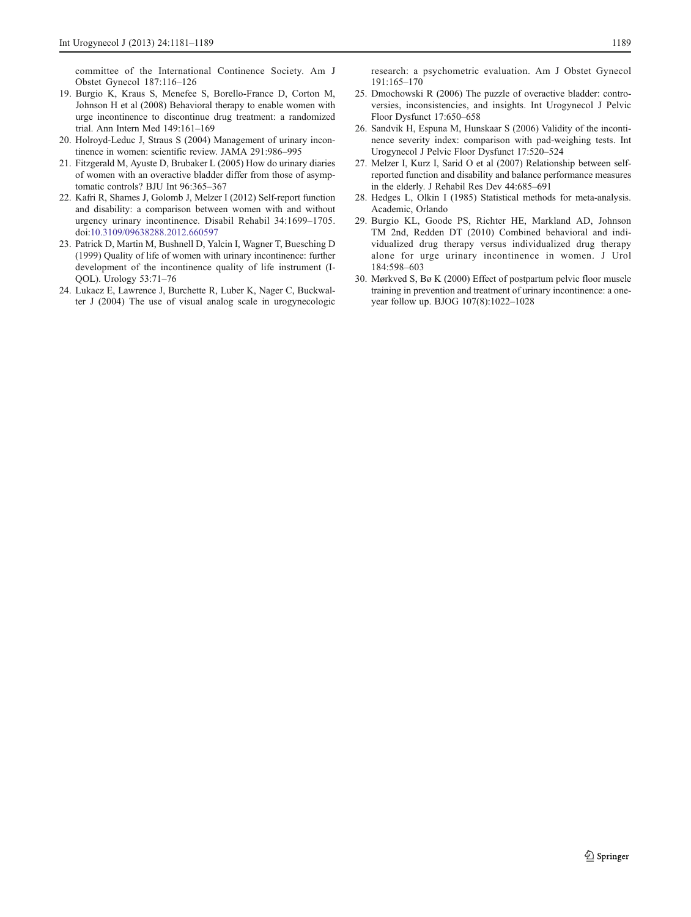committee of the International Continence Society. Am J Obstet Gynecol 187:116–126

19. Burgio K, Kraus S, Menefee S, Borello-France D, Corton M, Johnson H et al (2008) Behavioral therapy to enable women with urge incontinence to discontinue drug treatment: a randomized trial. Ann Intern Med 149:161–169
20. Holroyd-Leduc J, Straus S (2004) Management of urinary incontinence in women: scientific review. JAMA 291:986–995
21. Fitzgerald M, Ayuste D, Brubaker L (2005) How do urinary diaries of women with an overactive bladder differ from those of asymptomatic controls? BJU Int 96:365–367
22. Kafri R, Shames J, Golomb J, Melzer I (2012) Self-report function and disability: a comparison between women with and without urgency urinary incontinence. Disabil Rehabil 34:1699–1705. doi:10.3109/09638288.2012.660597
23. Patrick D, Martin M, Bushnell D, Yalcin I, Wagner T, Buesching D (1999) Quality of life of women with urinary incontinence: further development of the incontinence quality of life instrument (I-QOL). Urology 53:71–76
24. Lukacz E, Lawrence J, Burchette R, Luber K, Nager C, Buckwalter J (2004) The use of visual analog scale in urogynecologic research: a psychometric evaluation. Am J Obstet Gynecol 191:165–170
25. Dmochowski R (2006) The puzzle of overactive bladder: controversies, inconsistencies, and insights. Int Urogynecol J Pelvic Floor Dysfunct 17:650–658
26. Sandvik H, Espuna M, Hunskaar S (2006) Validity of the incontinence severity index: comparison with pad-weighing tests. Int Urogynecol J Pelvic Floor Dysfunct 17:520–524
27. Melzer I, Kurz I, Sarid O et al (2007) Relationship between self-reported function and disability and balance performance measures in the elderly. J Rehabil Res Dev 44:685–691
28. Hedges L, Olkin I (1985) Statistical methods for meta-analysis. Academic, Orlando
29. Burgio KL, Goode PS, Richter HE, Markland AD, Johnson TM 2nd, Redden DT (2010) Combined behavioral and individualized drug therapy versus individualized drug therapy alone for urge urinary incontinence in women. J Urol 184:598–603
30. Mørkved S, Bø K (2000) Effect of postpartum pelvic floor muscle training in prevention and treatment of urinary incontinence: a one-year follow up. BJOG 107(8):1022–1028